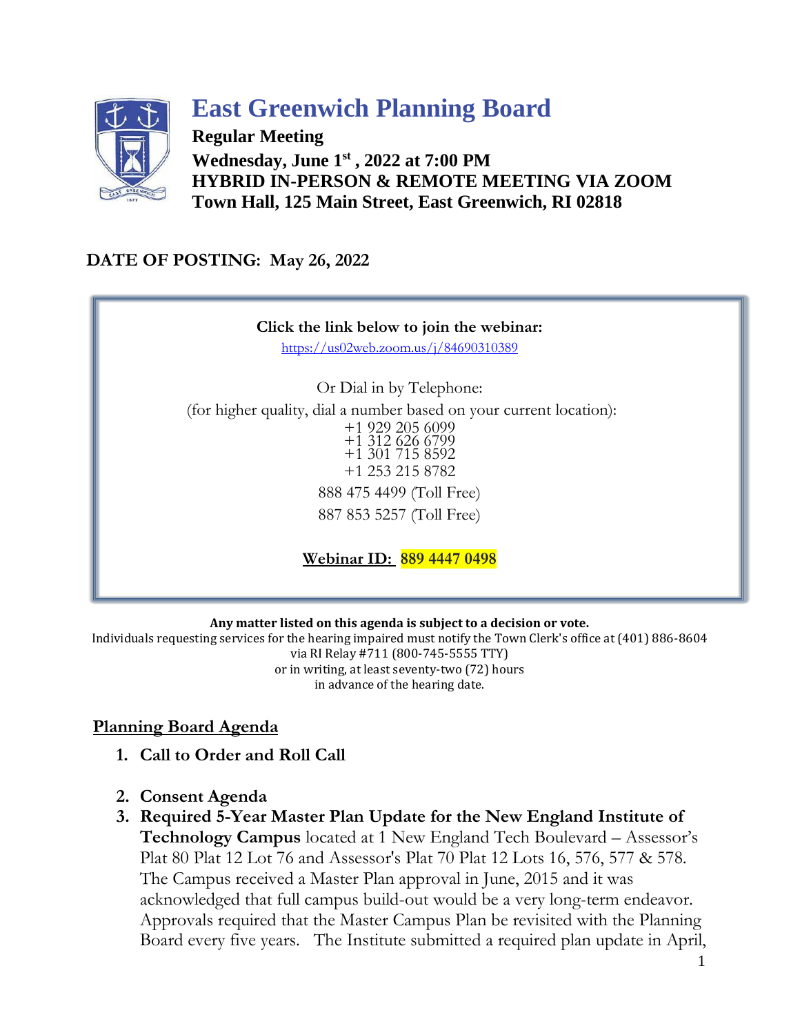# East Greenwich Planning Board

**Regular Meeting**
**Wednesday, June 1st , 2022 at 7:00 PM**
**HYBRID IN-PERSON & REMOTE MEETING VIA ZOOM**
**Town Hall, 125 Main Street, East Greenwich, RI 02818**

**DATE OF POSTING: May 26, 2022**

**Click the link below to join the webinar:**
https://us02web.zoom.us/j/84690310389

Or Dial in by Telephone:
(for higher quality, dial a number based on your current location):
+1 929 205 6099
+1 312 626 6799
+1 301 715 8592
+1 253 215 8782
888 475 4499 (Toll Free)
887 853 5257 (Toll Free)

**Webinar ID: 889 4447 0498**

**Any matter listed on this agenda is subject to a decision or vote.**
Individuals requesting services for the hearing impaired must notify the Town Clerk's office at (401) 886-8604 via RI Relay #711 (800-745-5555 TTY) or in writing, at least seventy-two (72) hours in advance of the hearing date.

## Planning Board Agenda

1. **Call to Order and Roll Call**
2. **Consent Agenda**
3. **Required 5-Year Master Plan Update for the New England Institute of Technology Campus** located at 1 New England Tech Boulevard – Assessor's Plat 80 Plat 12 Lot 76 and Assessor's Plat 70 Plat 12 Lots 16, 576, 577 & 578. The Campus received a Master Plan approval in June, 2015 and it was acknowledged that full campus build-out would be a very long-term endeavor. Approvals required that the Master Campus Plan be revisited with the Planning Board every five years. The Institute submitted a required plan update in April,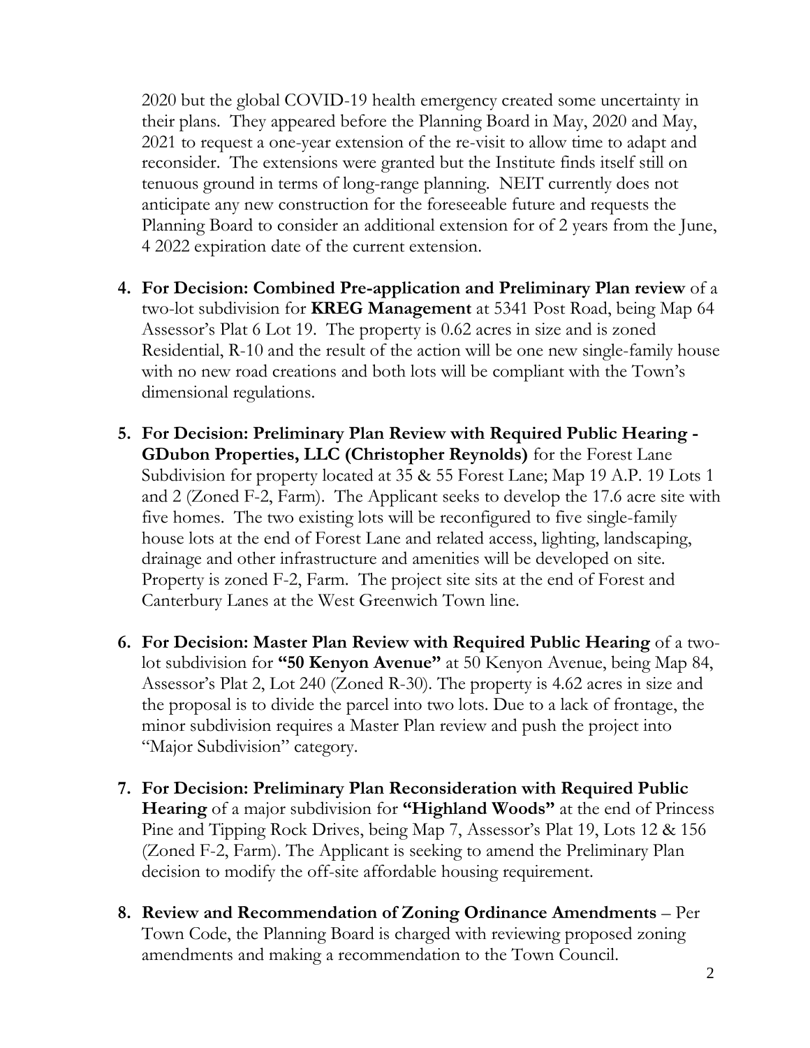2020 but the global COVID-19 health emergency created some uncertainty in their plans. They appeared before the Planning Board in May, 2020 and May, 2021 to request a one-year extension of the re-visit to allow time to adapt and reconsider. The extensions were granted but the Institute finds itself still on tenuous ground in terms of long-range planning. NEIT currently does not anticipate any new construction for the foreseeable future and requests the Planning Board to consider an additional extension for of 2 years from the June, 4 2022 expiration date of the current extension.

4. **For Decision: Combined Pre-application and Preliminary Plan review** of a two-lot subdivision for **KREG Management** at 5341 Post Road, being Map 64 Assessor's Plat 6 Lot 19. The property is 0.62 acres in size and is zoned Residential, R-10 and the result of the action will be one new single-family house with no new road creations and both lots will be compliant with the Town's dimensional regulations.

5. **For Decision: Preliminary Plan Review with Required Public Hearing - GDubon Properties, LLC (Christopher Reynolds)** for the Forest Lane Subdivision for property located at 35 & 55 Forest Lane; Map 19 A.P. 19 Lots 1 and 2 (Zoned F-2, Farm). The Applicant seeks to develop the 17.6 acre site with five homes. The two existing lots will be reconfigured to five single-family house lots at the end of Forest Lane and related access, lighting, landscaping, drainage and other infrastructure and amenities will be developed on site. Property is zoned F-2, Farm. The project site sits at the end of Forest and Canterbury Lanes at the West Greenwich Town line.

6. **For Decision: Master Plan Review with Required Public Hearing** of a two-lot subdivision for **"50 Kenyon Avenue"** at 50 Kenyon Avenue, being Map 84, Assessor's Plat 2, Lot 240 (Zoned R-30). The property is 4.62 acres in size and the proposal is to divide the parcel into two lots. Due to a lack of frontage, the minor subdivision requires a Master Plan review and push the project into "Major Subdivision" category.

7. **For Decision: Preliminary Plan Reconsideration with Required Public Hearing** of a major subdivision for **"Highland Woods"** at the end of Princess Pine and Tipping Rock Drives, being Map 7, Assessor's Plat 19, Lots 12 & 156 (Zoned F-2, Farm). The Applicant is seeking to amend the Preliminary Plan decision to modify the off-site affordable housing requirement.

8. **Review and Recommendation of Zoning Ordinance Amendments** – Per Town Code, the Planning Board is charged with reviewing proposed zoning amendments and making a recommendation to the Town Council.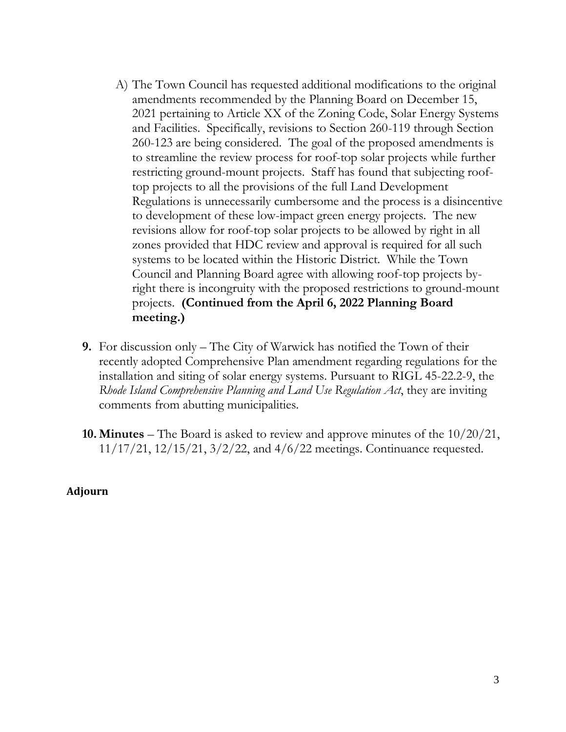A) The Town Council has requested additional modifications to the original amendments recommended by the Planning Board on December 15, 2021 pertaining to Article XX of the Zoning Code, Solar Energy Systems and Facilities. Specifically, revisions to Section 260-119 through Section 260-123 are being considered. The goal of the proposed amendments is to streamline the review process for roof-top solar projects while further restricting ground-mount projects. Staff has found that subjecting roof-top projects to all the provisions of the full Land Development Regulations is unnecessarily cumbersome and the process is a disincentive to development of these low-impact green energy projects. The new revisions allow for roof-top solar projects to be allowed by right in all zones provided that HDC review and approval is required for all such systems to be located within the Historic District. While the Town Council and Planning Board agree with allowing roof-top projects by-right there is incongruity with the proposed restrictions to ground-mount projects. **(Continued from the April 6, 2022 Planning Board meeting.)**

**9.** For discussion only – The City of Warwick has notified the Town of their recently adopted Comprehensive Plan amendment regarding regulations for the installation and siting of solar energy systems. Pursuant to RIGL 45-22.2-9, the *Rhode Island Comprehensive Planning and Land Use Regulation Act*, they are inviting comments from abutting municipalities.

**10. Minutes** – The Board is asked to review and approve minutes of the 10/20/21, 11/17/21, 12/15/21, 3/2/22, and 4/6/22 meetings. Continuance requested.

**Adjourn**